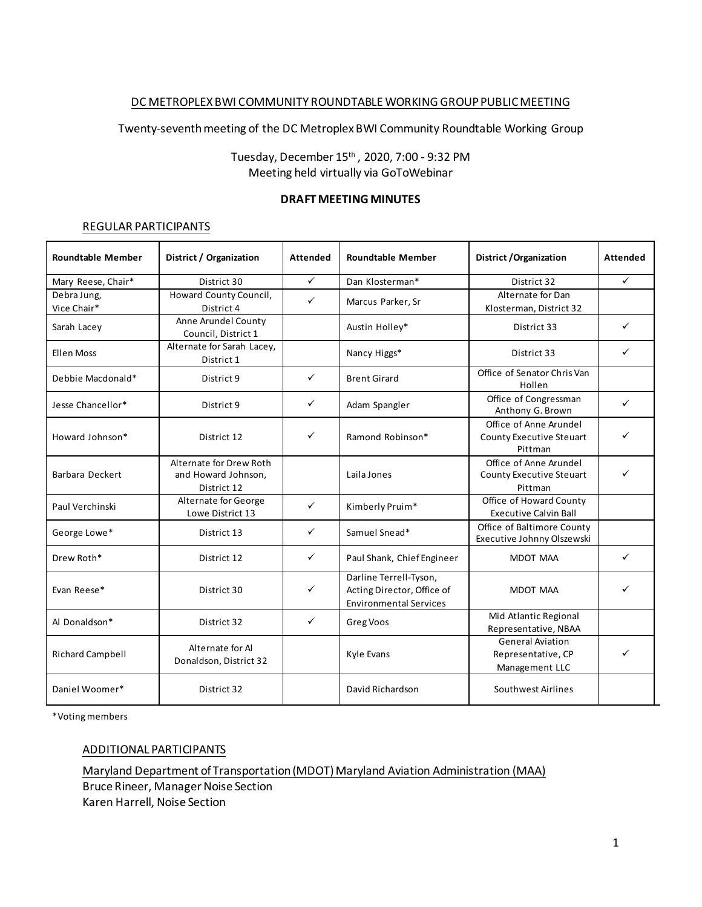DC METROPLEX BWI COMMUNITY ROUNDTABLE WORKING GROUP PUBLIC MEETING

Twenty-seventh meeting of the DC Metroplex BWI Community Roundtable Working Group

Tuesday, December 15th, 2020, 7:00 - 9:32 PM
Meeting held virtually via GoToWebinar

**DRAFT MEETING MINUTES**

REGULAR PARTICIPANTS

| Roundtable Member | District / Organization | Attended | Roundtable Member | District /Organization | Attended |
|---|---|---|---|---|---|
| Mary Reese, Chair* | District 30 | ✓ | Dan Klosterman* | District 32 | ✓ |
| Debra Jung, Vice Chair* | Howard County Council, District 4 | ✓ | Marcus Parker, Sr | Alternate for Dan Klosterman, District 32 | |
| Sarah Lacey | Anne Arundel County Council, District 1 | | Austin Holley* | District 33 | ✓ |
| Ellen Moss | Alternate for Sarah Lacey, District 1 | | Nancy Higgs* | District 33 | ✓ |
| Debbie Macdonald* | District 9 | ✓ | Brent Girard | Office of Senator Chris Van Hollen | |
| Jesse Chancellor* | District 9 | ✓ | Adam Spangler | Office of Congressman Anthony G. Brown | ✓ |
| Howard Johnson* | District 12 | ✓ | Ramond Robinson* | Office of Anne Arundel County Executive Steuart Pittman | ✓ |
| Barbara Deckert | Alternate for Drew Roth and Howard Johnson, District 12 | | Laila Jones | Office of Anne Arundel County Executive Steuart Pittman | ✓ |
| Paul Verchinski | Alternate for George Lowe District 13 | ✓ | Kimberly Pruim* | Office of Howard County Executive Calvin Ball | |
| George Lowe* | District 13 | ✓ | Samuel Snead* | Office of Baltimore County Executive Johnny Olszewski | |
| Drew Roth* | District 12 | ✓ | Paul Shank, Chief Engineer | MDOT MAA | ✓ |
| Evan Reese* | District 30 | ✓ | Darline Terrell-Tyson, Acting Director, Office of Environmental Services | MDOT MAA | ✓ |
| Al Donaldson* | District 32 | ✓ | Greg Voos | Mid Atlantic Regional Representative, NBAA | |
| Richard Campbell | Alternate for Al Donaldson, District 32 | | Kyle Evans | General Aviation Representative, CP Management LLC | ✓ |
| Daniel Woomer* | District 32 | | David Richardson | Southwest Airlines | |

*Voting members

ADDITIONAL PARTICIPANTS

Maryland Department of Transportation (MDOT) Maryland Aviation Administration (MAA)
Bruce Rineer, Manager Noise Section
Karen Harrell, Noise Section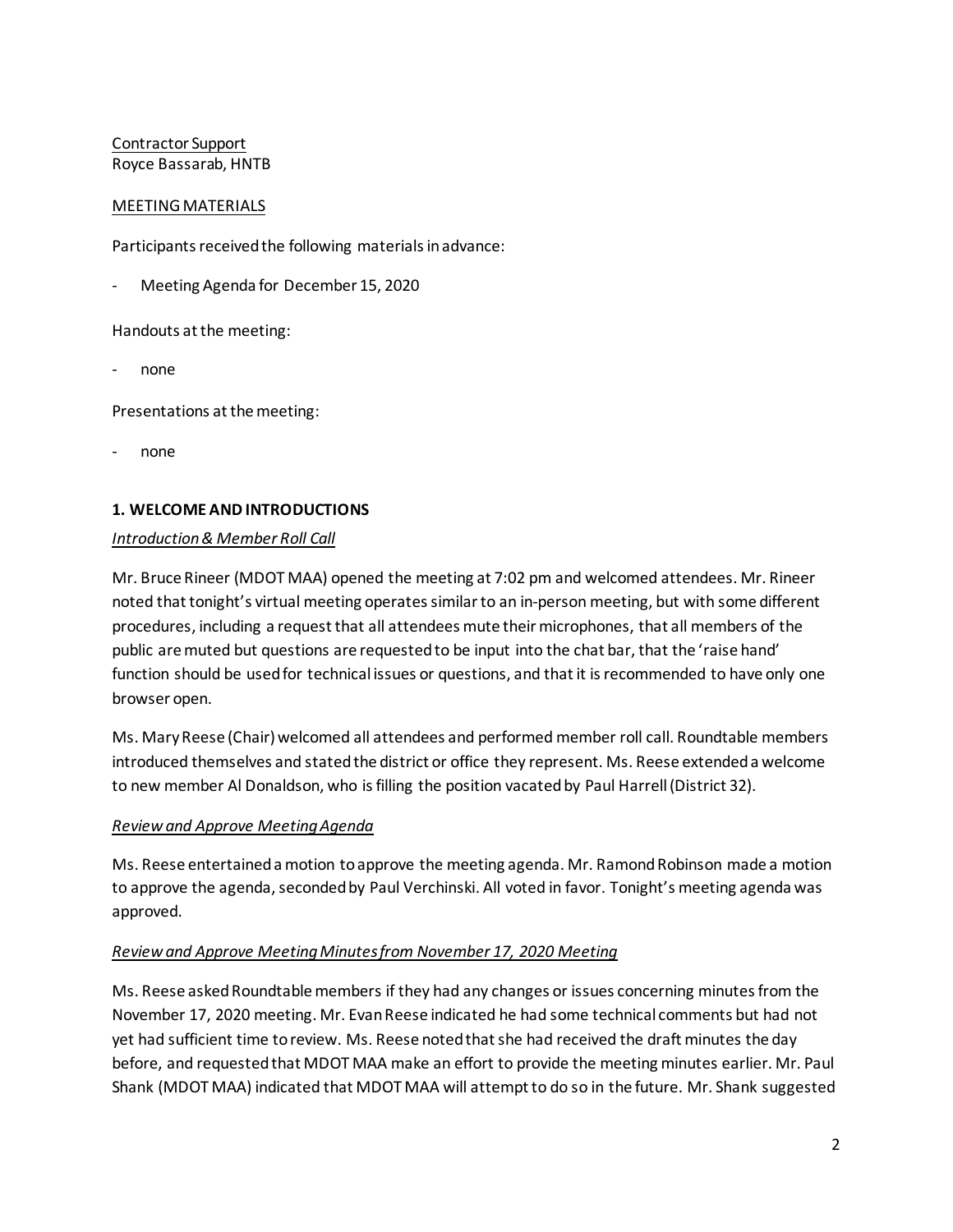Contractor Support
Royce Bassarab, HNTB

MEETING MATERIALS

Participants received the following materials in advance:

- Meeting Agenda for December 15, 2020

Handouts at the meeting:

- none

Presentations at the meeting:

- none

**1. WELCOME AND INTRODUCTIONS**

*Introduction & Member Roll Call*

Mr. Bruce Rineer (MDOT MAA) opened the meeting at 7:02 pm and welcomed attendees. Mr. Rineer noted that tonight's virtual meeting operates similar to an in-person meeting, but with some different procedures, including a request that all attendees mute their microphones, that all members of the public are muted but questions are requested to be input into the chat bar, that the 'raise hand' function should be used for technical issues or questions, and that it is recommended to have only one browser open.

Ms. Mary Reese (Chair) welcomed all attendees and performed member roll call. Roundtable members introduced themselves and stated the district or office they represent. Ms. Reese extended a welcome to new member Al Donaldson, who is filling the position vacated by Paul Harrell (District 32).

*Review and Approve Meeting Agenda*

Ms. Reese entertained a motion to approve the meeting agenda. Mr. Ramond Robinson made a motion to approve the agenda, seconded by Paul Verchinski. All voted in favor. Tonight's meeting agenda was approved.

*Review and Approve Meeting Minutes from November 17, 2020 Meeting*

Ms. Reese asked Roundtable members if they had any changes or issues concerning minutes from the November 17, 2020 meeting. Mr. Evan Reese indicated he had some technical comments but had not yet had sufficient time to review. Ms. Reese noted that she had received the draft minutes the day before, and requested that MDOT MAA make an effort to provide the meeting minutes earlier. Mr. Paul Shank (MDOT MAA) indicated that MDOT MAA will attempt to do so in the future. Mr. Shank suggested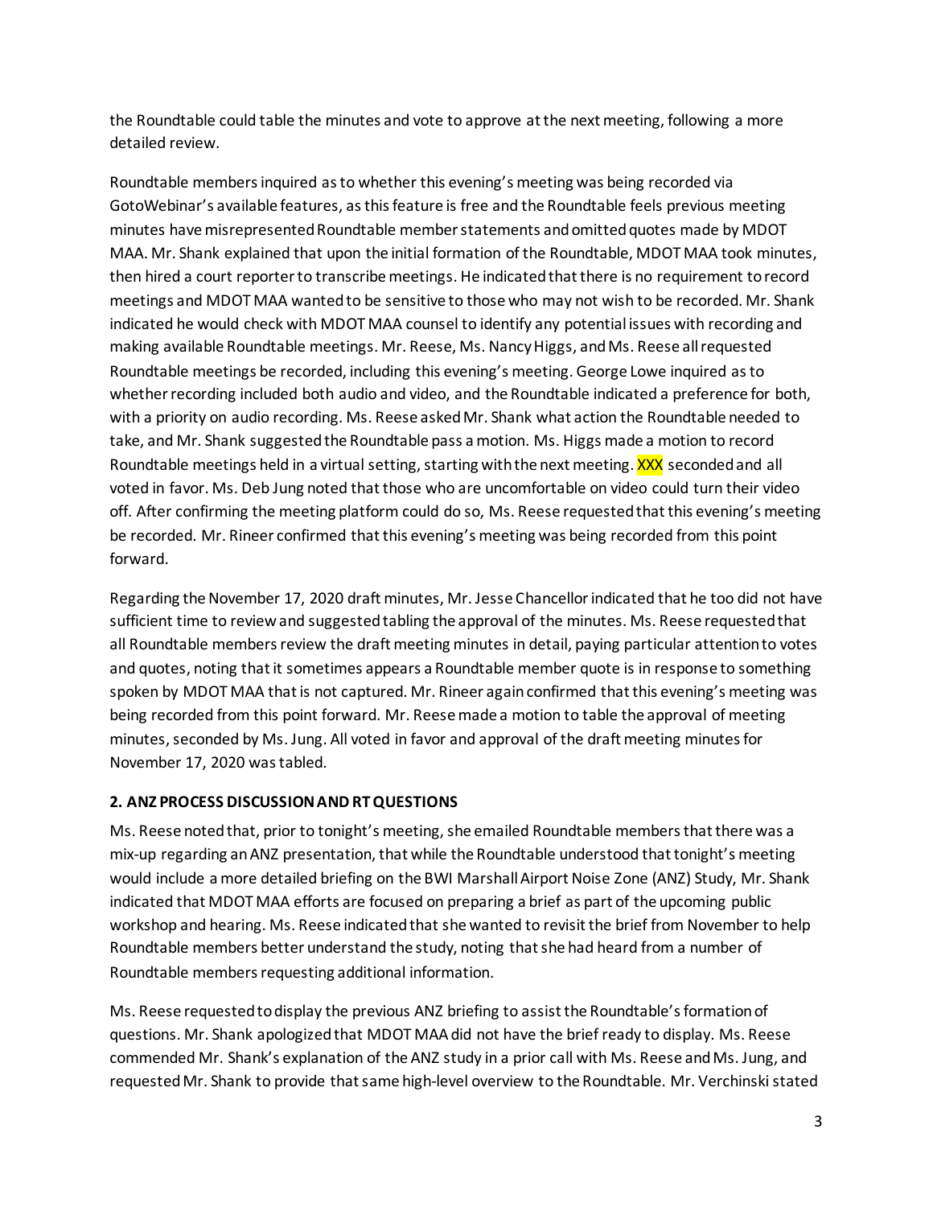the Roundtable could table the minutes and vote to approve at the next meeting, following a more detailed review.

Roundtable members inquired as to whether this evening's meeting was being recorded via GotoWebinar's available features, as this feature is free and the Roundtable feels previous meeting minutes have misrepresented Roundtable member statements and omitted quotes made by MDOT MAA. Mr. Shank explained that upon the initial formation of the Roundtable, MDOT MAA took minutes, then hired a court reporter to transcribe meetings. He indicated that there is no requirement to record meetings and MDOT MAA wanted to be sensitive to those who may not wish to be recorded. Mr. Shank indicated he would check with MDOT MAA counsel to identify any potential issues with recording and making available Roundtable meetings. Mr. Reese, Ms. Nancy Higgs, and Ms. Reese all requested Roundtable meetings be recorded, including this evening's meeting. George Lowe inquired as to whether recording included both audio and video, and the Roundtable indicated a preference for both, with a priority on audio recording. Ms. Reese asked Mr. Shank what action the Roundtable needed to take, and Mr. Shank suggested the Roundtable pass a motion. Ms. Higgs made a motion to record Roundtable meetings held in a virtual setting, starting with the next meeting. XXX seconded and all voted in favor. Ms. Deb Jung noted that those who are uncomfortable on video could turn their video off. After confirming the meeting platform could do so, Ms. Reese requested that this evening's meeting be recorded. Mr. Rineer confirmed that this evening's meeting was being recorded from this point forward.

Regarding the November 17, 2020 draft minutes, Mr. Jesse Chancellor indicated that he too did not have sufficient time to review and suggested tabling the approval of the minutes. Ms. Reese requested that all Roundtable members review the draft meeting minutes in detail, paying particular attention to votes and quotes, noting that it sometimes appears a Roundtable member quote is in response to something spoken by MDOT MAA that is not captured. Mr. Rineer again confirmed that this evening's meeting was being recorded from this point forward. Mr. Reese made a motion to table the approval of meeting minutes, seconded by Ms. Jung. All voted in favor and approval of the draft meeting minutes for November 17, 2020 was tabled.

**2. ANZ PROCESS DISCUSSION AND RT QUESTIONS**

Ms. Reese noted that, prior to tonight's meeting, she emailed Roundtable members that there was a mix-up regarding an ANZ presentation, that while the Roundtable understood that tonight's meeting would include a more detailed briefing on the BWI Marshall Airport Noise Zone (ANZ) Study, Mr. Shank indicated that MDOT MAA efforts are focused on preparing a brief as part of the upcoming public workshop and hearing. Ms. Reese indicated that she wanted to revisit the brief from November to help Roundtable members better understand the study, noting that she had heard from a number of Roundtable members requesting additional information.

Ms. Reese requested to display the previous ANZ briefing to assist the Roundtable's formation of questions. Mr. Shank apologized that MDOT MAA did not have the brief ready to display. Ms. Reese commended Mr. Shank's explanation of the ANZ study in a prior call with Ms. Reese and Ms. Jung, and requested Mr. Shank to provide that same high-level overview to the Roundtable. Mr. Verchinski stated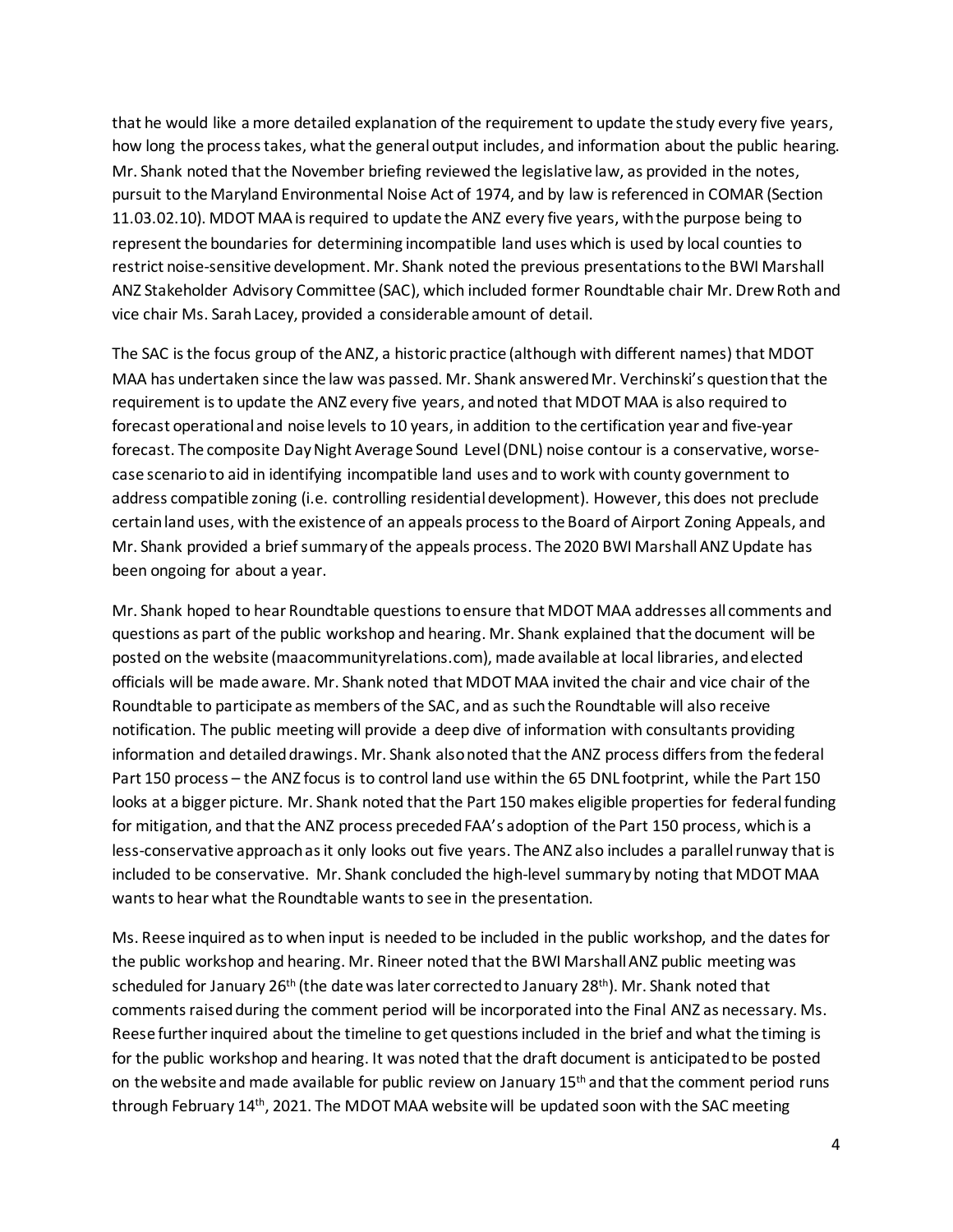that he would like a more detailed explanation of the requirement to update the study every five years, how long the process takes, what the general output includes, and information about the public hearing. Mr. Shank noted that the November briefing reviewed the legislative law, as provided in the notes, pursuit to the Maryland Environmental Noise Act of 1974, and by law is referenced in COMAR (Section 11.03.02.10). MDOT MAA is required to update the ANZ every five years, with the purpose being to represent the boundaries for determining incompatible land uses which is used by local counties to restrict noise-sensitive development. Mr. Shank noted the previous presentations to the BWI Marshall ANZ Stakeholder Advisory Committee (SAC), which included former Roundtable chair Mr. Drew Roth and vice chair Ms. Sarah Lacey, provided a considerable amount of detail.

The SAC is the focus group of the ANZ, a historic practice (although with different names) that MDOT MAA has undertaken since the law was passed. Mr. Shank answered Mr. Verchinski's question that the requirement is to update the ANZ every five years, and noted that MDOT MAA is also required to forecast operational and noise levels to 10 years, in addition to the certification year and five-year forecast. The composite Day Night Average Sound Level (DNL) noise contour is a conservative, worse-case scenario to aid in identifying incompatible land uses and to work with county government to address compatible zoning (i.e. controlling residential development). However, this does not preclude certain land uses, with the existence of an appeals process to the Board of Airport Zoning Appeals, and Mr. Shank provided a brief summary of the appeals process. The 2020 BWI Marshall ANZ Update has been ongoing for about a year.

Mr. Shank hoped to hear Roundtable questions to ensure that MDOT MAA addresses all comments and questions as part of the public workshop and hearing. Mr. Shank explained that the document will be posted on the website (maacommunityrelations.com), made available at local libraries, and elected officials will be made aware. Mr. Shank noted that MDOT MAA invited the chair and vice chair of the Roundtable to participate as members of the SAC, and as such the Roundtable will also receive notification. The public meeting will provide a deep dive of information with consultants providing information and detailed drawings. Mr. Shank also noted that the ANZ process differs from the federal Part 150 process – the ANZ focus is to control land use within the 65 DNL footprint, while the Part 150 looks at a bigger picture. Mr. Shank noted that the Part 150 makes eligible properties for federal funding for mitigation, and that the ANZ process preceded FAA's adoption of the Part 150 process, which is a less-conservative approach as it only looks out five years. The ANZ also includes a parallel runway that is included to be conservative. Mr. Shank concluded the high-level summary by noting that MDOT MAA wants to hear what the Roundtable wants to see in the presentation.

Ms. Reese inquired as to when input is needed to be included in the public workshop, and the dates for the public workshop and hearing. Mr. Rineer noted that the BWI Marshall ANZ public meeting was scheduled for January 26th (the date was later corrected to January 28th). Mr. Shank noted that comments raised during the comment period will be incorporated into the Final ANZ as necessary. Ms. Reese further inquired about the timeline to get questions included in the brief and what the timing is for the public workshop and hearing. It was noted that the draft document is anticipated to be posted on the website and made available for public review on January 15th and that the comment period runs through February 14th, 2021. The MDOT MAA website will be updated soon with the SAC meeting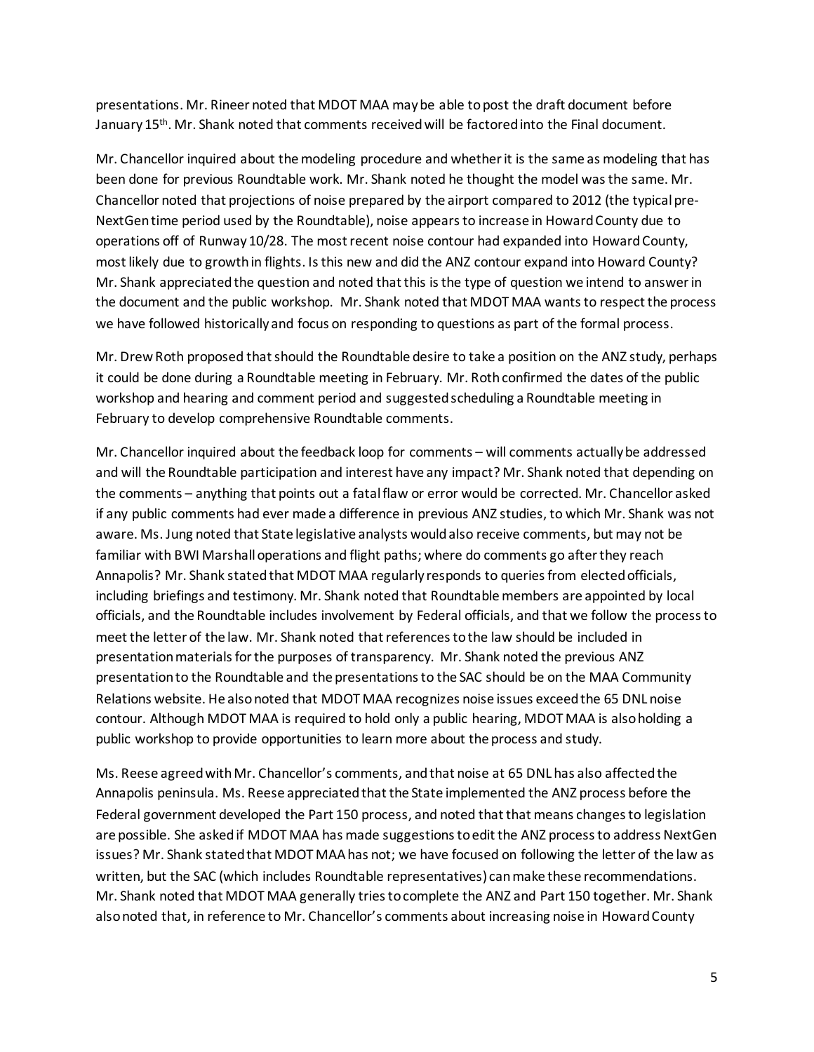presentations. Mr. Rineer noted that MDOT MAA may be able to post the draft document before January 15th. Mr. Shank noted that comments received will be factored into the Final document.

Mr. Chancellor inquired about the modeling procedure and whether it is the same as modeling that has been done for previous Roundtable work. Mr. Shank noted he thought the model was the same. Mr. Chancellor noted that projections of noise prepared by the airport compared to 2012 (the typical pre-NextGen time period used by the Roundtable), noise appears to increase in Howard County due to operations off of Runway 10/28. The most recent noise contour had expanded into Howard County, most likely due to growth in flights. Is this new and did the ANZ contour expand into Howard County? Mr. Shank appreciated the question and noted that this is the type of question we intend to answer in the document and the public workshop. Mr. Shank noted that MDOT MAA wants to respect the process we have followed historically and focus on responding to questions as part of the formal process.

Mr. Drew Roth proposed that should the Roundtable desire to take a position on the ANZ study, perhaps it could be done during a Roundtable meeting in February. Mr. Roth confirmed the dates of the public workshop and hearing and comment period and suggested scheduling a Roundtable meeting in February to develop comprehensive Roundtable comments.

Mr. Chancellor inquired about the feedback loop for comments – will comments actually be addressed and will the Roundtable participation and interest have any impact? Mr. Shank noted that depending on the comments – anything that points out a fatal flaw or error would be corrected. Mr. Chancellor asked if any public comments had ever made a difference in previous ANZ studies, to which Mr. Shank was not aware. Ms. Jung noted that State legislative analysts would also receive comments, but may not be familiar with BWI Marshall operations and flight paths; where do comments go after they reach Annapolis? Mr. Shank stated that MDOT MAA regularly responds to queries from elected officials, including briefings and testimony. Mr. Shank noted that Roundtable members are appointed by local officials, and the Roundtable includes involvement by Federal officials, and that we follow the process to meet the letter of the law. Mr. Shank noted that references to the law should be included in presentation materials for the purposes of transparency. Mr. Shank noted the previous ANZ presentation to the Roundtable and the presentations to the SAC should be on the MAA Community Relations website. He also noted that MDOT MAA recognizes noise issues exceed the 65 DNL noise contour. Although MDOT MAA is required to hold only a public hearing, MDOT MAA is also holding a public workshop to provide opportunities to learn more about the process and study.

Ms. Reese agreed with Mr. Chancellor's comments, and that noise at 65 DNL has also affected the Annapolis peninsula. Ms. Reese appreciated that the State implemented the ANZ process before the Federal government developed the Part 150 process, and noted that that means changes to legislation are possible. She asked if MDOT MAA has made suggestions to edit the ANZ process to address NextGen issues? Mr. Shank stated that MDOT MAA has not; we have focused on following the letter of the law as written, but the SAC (which includes Roundtable representatives) can make these recommendations. Mr. Shank noted that MDOT MAA generally tries to complete the ANZ and Part 150 together. Mr. Shank also noted that, in reference to Mr. Chancellor's comments about increasing noise in Howard County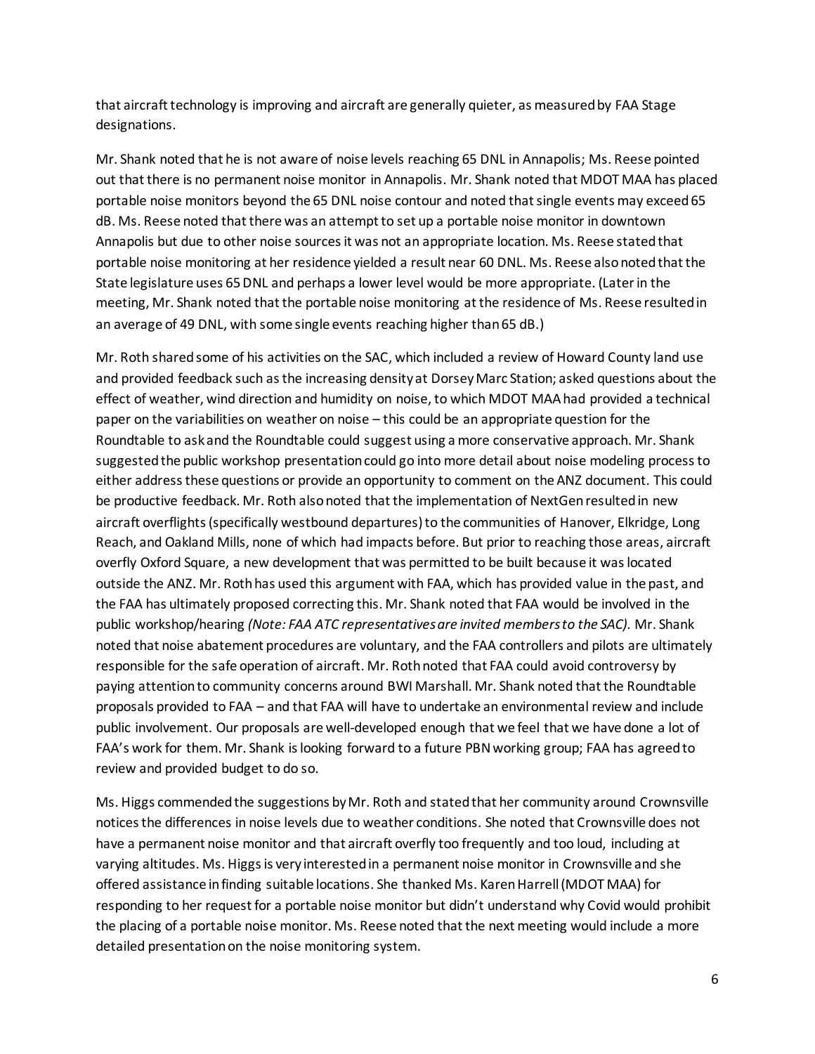that aircraft technology is improving and aircraft are generally quieter, as measured by FAA Stage designations.

Mr. Shank noted that he is not aware of noise levels reaching 65 DNL in Annapolis; Ms. Reese pointed out that there is no permanent noise monitor in Annapolis. Mr. Shank noted that MDOT MAA has placed portable noise monitors beyond the 65 DNL noise contour and noted that single events may exceed 65 dB. Ms. Reese noted that there was an attempt to set up a portable noise monitor in downtown Annapolis but due to other noise sources it was not an appropriate location. Ms. Reese stated that portable noise monitoring at her residence yielded a result near 60 DNL. Ms. Reese also noted that the State legislature uses 65 DNL and perhaps a lower level would be more appropriate. (Later in the meeting, Mr. Shank noted that the portable noise monitoring at the residence of Ms. Reese resulted in an average of 49 DNL, with some single events reaching higher than 65 dB.)

Mr. Roth shared some of his activities on the SAC, which included a review of Howard County land use and provided feedback such as the increasing density at Dorsey Marc Station; asked questions about the effect of weather, wind direction and humidity on noise, to which MDOT MAA had provided a technical paper on the variabilities on weather on noise – this could be an appropriate question for the Roundtable to ask and the Roundtable could suggest using a more conservative approach. Mr. Shank suggested the public workshop presentation could go into more detail about noise modeling process to either address these questions or provide an opportunity to comment on the ANZ document. This could be productive feedback. Mr. Roth also noted that the implementation of NextGen resulted in new aircraft overflights (specifically westbound departures) to the communities of Hanover, Elkridge, Long Reach, and Oakland Mills, none of which had impacts before. But prior to reaching those areas, aircraft overfly Oxford Square, a new development that was permitted to be built because it was located outside the ANZ. Mr. Roth has used this argument with FAA, which has provided value in the past, and the FAA has ultimately proposed correcting this. Mr. Shank noted that FAA would be involved in the public workshop/hearing *(Note: FAA ATC representatives are invited members to the SAC).* Mr. Shank noted that noise abatement procedures are voluntary, and the FAA controllers and pilots are ultimately responsible for the safe operation of aircraft. Mr. Roth noted that FAA could avoid controversy by paying attention to community concerns around BWI Marshall. Mr. Shank noted that the Roundtable proposals provided to FAA – and that FAA will have to undertake an environmental review and include public involvement. Our proposals are well-developed enough that we feel that we have done a lot of FAA's work for them. Mr. Shank is looking forward to a future PBN working group; FAA has agreed to review and provided budget to do so.

Ms. Higgs commended the suggestions by Mr. Roth and stated that her community around Crownsville notices the differences in noise levels due to weather conditions. She noted that Crownsville does not have a permanent noise monitor and that aircraft overfly too frequently and too loud, including at varying altitudes. Ms. Higgs is very interested in a permanent noise monitor in Crownsville and she offered assistance in finding suitable locations. She thanked Ms. Karen Harrell (MDOT MAA) for responding to her request for a portable noise monitor but didn't understand why Covid would prohibit the placing of a portable noise monitor. Ms. Reese noted that the next meeting would include a more detailed presentation on the noise monitoring system.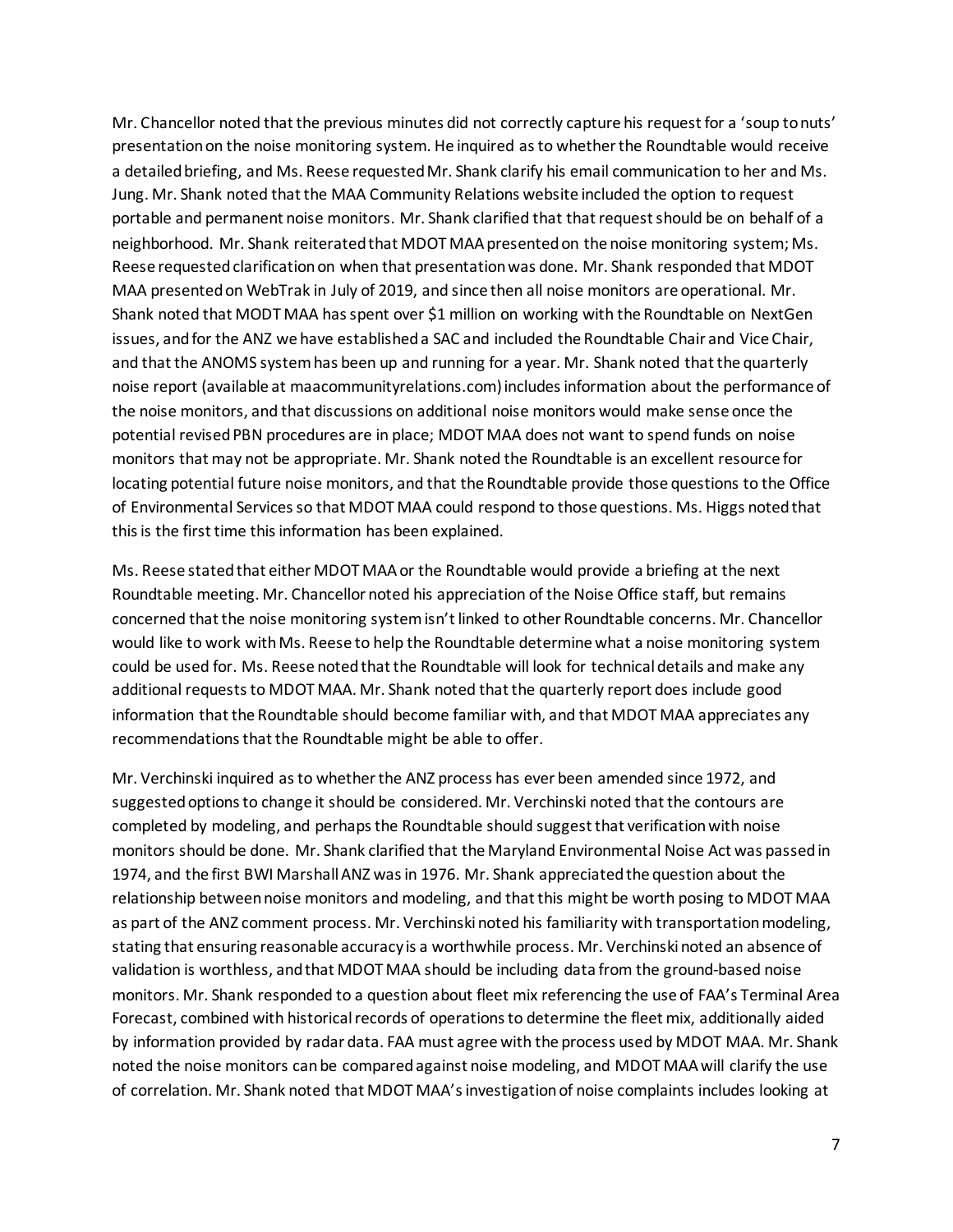Mr. Chancellor noted that the previous minutes did not correctly capture his request for a 'soup to nuts' presentation on the noise monitoring system. He inquired as to whether the Roundtable would receive a detailed briefing, and Ms. Reese requested Mr. Shank clarify his email communication to her and Ms. Jung. Mr. Shank noted that the MAA Community Relations website included the option to request portable and permanent noise monitors. Mr. Shank clarified that that request should be on behalf of a neighborhood. Mr. Shank reiterated that MDOT MAA presented on the noise monitoring system; Ms. Reese requested clarification on when that presentation was done. Mr. Shank responded that MDOT MAA presented on WebTrak in July of 2019, and since then all noise monitors are operational. Mr. Shank noted that MODT MAA has spent over $1 million on working with the Roundtable on NextGen issues, and for the ANZ we have established a SAC and included the Roundtable Chair and Vice Chair, and that the ANOMS system has been up and running for a year. Mr. Shank noted that the quarterly noise report (available at maacommunityrelations.com) includes information about the performance of the noise monitors, and that discussions on additional noise monitors would make sense once the potential revised PBN procedures are in place; MDOT MAA does not want to spend funds on noise monitors that may not be appropriate. Mr. Shank noted the Roundtable is an excellent resource for locating potential future noise monitors, and that the Roundtable provide those questions to the Office of Environmental Services so that MDOT MAA could respond to those questions. Ms. Higgs noted that this is the first time this information has been explained.

Ms. Reese stated that either MDOT MAA or the Roundtable would provide a briefing at the next Roundtable meeting. Mr. Chancellor noted his appreciation of the Noise Office staff, but remains concerned that the noise monitoring system isn't linked to other Roundtable concerns. Mr. Chancellor would like to work with Ms. Reese to help the Roundtable determine what a noise monitoring system could be used for. Ms. Reese noted that the Roundtable will look for technical details and make any additional requests to MDOT MAA. Mr. Shank noted that the quarterly report does include good information that the Roundtable should become familiar with, and that MDOT MAA appreciates any recommendations that the Roundtable might be able to offer.

Mr. Verchinski inquired as to whether the ANZ process has ever been amended since 1972, and suggested options to change it should be considered. Mr. Verchinski noted that the contours are completed by modeling, and perhaps the Roundtable should suggest that verification with noise monitors should be done. Mr. Shank clarified that the Maryland Environmental Noise Act was passed in 1974, and the first BWI Marshall ANZ was in 1976. Mr. Shank appreciated the question about the relationship between noise monitors and modeling, and that this might be worth posing to MDOT MAA as part of the ANZ comment process. Mr. Verchinski noted his familiarity with transportation modeling, stating that ensuring reasonable accuracy is a worthwhile process. Mr. Verchinski noted an absence of validation is worthless, and that MDOT MAA should be including data from the ground-based noise monitors. Mr. Shank responded to a question about fleet mix referencing the use of FAA's Terminal Area Forecast, combined with historical records of operations to determine the fleet mix, additionally aided by information provided by radar data. FAA must agree with the process used by MDOT MAA. Mr. Shank noted the noise monitors can be compared against noise modeling, and MDOT MAA will clarify the use of correlation. Mr. Shank noted that MDOT MAA's investigation of noise complaints includes looking at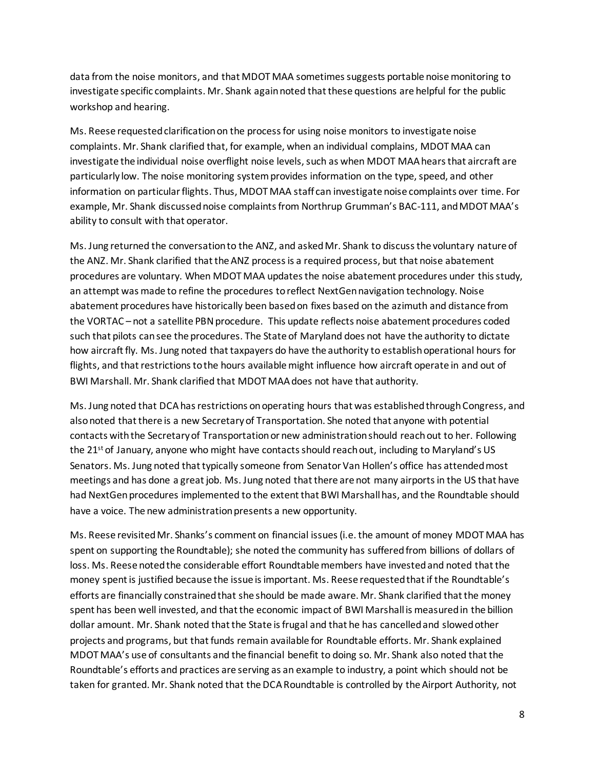data from the noise monitors, and that MDOT MAA sometimes suggests portable noise monitoring to investigate specific complaints. Mr. Shank again noted that these questions are helpful for the public workshop and hearing.

Ms. Reese requested clarification on the process for using noise monitors to investigate noise complaints. Mr. Shank clarified that, for example, when an individual complains, MDOT MAA can investigate the individual noise overflight noise levels, such as when MDOT MAA hears that aircraft are particularly low. The noise monitoring system provides information on the type, speed, and other information on particular flights. Thus, MDOT MAA staff can investigate noise complaints over time. For example, Mr. Shank discussed noise complaints from Northrup Grumman's BAC-111, and MDOT MAA's ability to consult with that operator.

Ms. Jung returned the conversation to the ANZ, and asked Mr. Shank to discuss the voluntary nature of the ANZ. Mr. Shank clarified that the ANZ process is a required process, but that noise abatement procedures are voluntary. When MDOT MAA updates the noise abatement procedures under this study, an attempt was made to refine the procedures to reflect NextGen navigation technology. Noise abatement procedures have historically been based on fixes based on the azimuth and distance from the VORTAC – not a satellite PBN procedure. This update reflects noise abatement procedures coded such that pilots can see the procedures. The State of Maryland does not have the authority to dictate how aircraft fly. Ms. Jung noted that taxpayers do have the authority to establish operational hours for flights, and that restrictions to the hours available might influence how aircraft operate in and out of BWI Marshall. Mr. Shank clarified that MDOT MAA does not have that authority.

Ms. Jung noted that DCA has restrictions on operating hours that was established through Congress, and also noted that there is a new Secretary of Transportation. She noted that anyone with potential contacts with the Secretary of Transportation or new administration should reach out to her. Following the 21st of January, anyone who might have contacts should reach out, including to Maryland's US Senators. Ms. Jung noted that typically someone from Senator Van Hollen's office has attended most meetings and has done a great job. Ms. Jung noted that there are not many airports in the US that have had NextGen procedures implemented to the extent that BWI Marshall has, and the Roundtable should have a voice. The new administration presents a new opportunity.

Ms. Reese revisited Mr. Shanks's comment on financial issues (i.e. the amount of money MDOT MAA has spent on supporting the Roundtable); she noted the community has suffered from billions of dollars of loss. Ms. Reese noted the considerable effort Roundtable members have invested and noted that the money spent is justified because the issue is important. Ms. Reese requested that if the Roundtable's efforts are financially constrained that she should be made aware. Mr. Shank clarified that the money spent has been well invested, and that the economic impact of BWI Marshall is measured in the billion dollar amount. Mr. Shank noted that the State is frugal and that he has cancelled and slowed other projects and programs, but that funds remain available for Roundtable efforts. Mr. Shank explained MDOT MAA's use of consultants and the financial benefit to doing so. Mr. Shank also noted that the Roundtable's efforts and practices are serving as an example to industry, a point which should not be taken for granted. Mr. Shank noted that the DCA Roundtable is controlled by the Airport Authority, not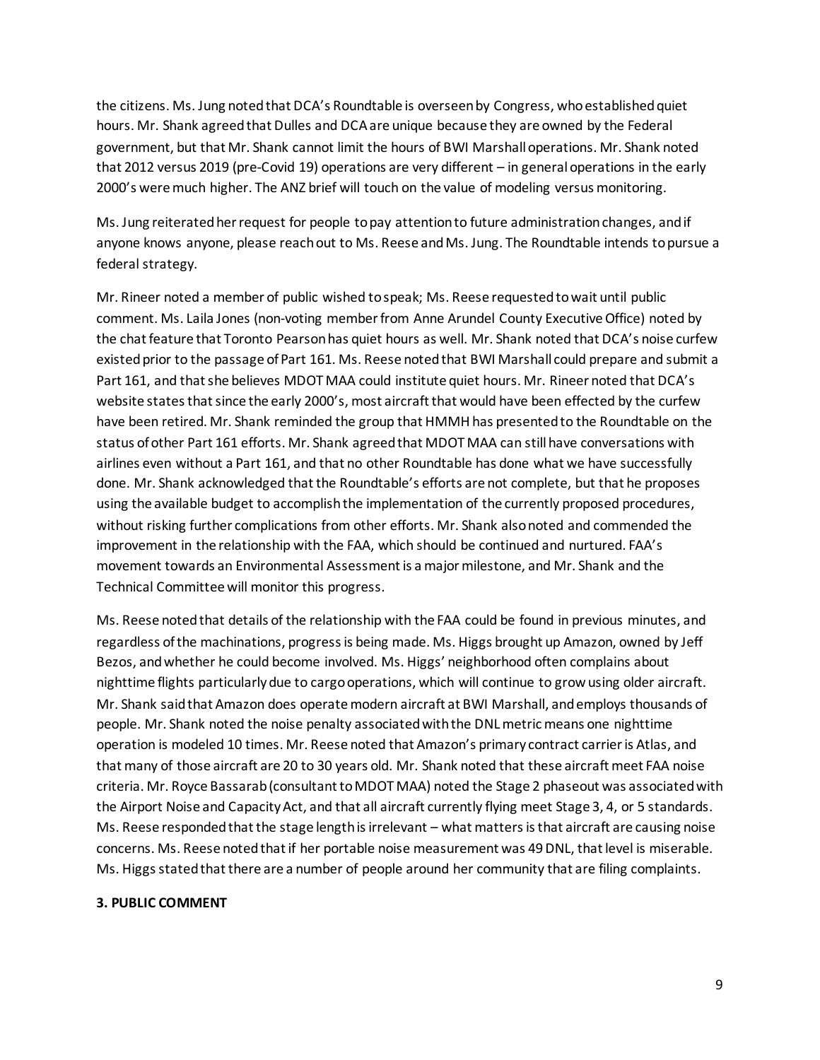the citizens. Ms. Jung noted that DCA's Roundtable is overseen by Congress, who established quiet hours. Mr. Shank agreed that Dulles and DCA are unique because they are owned by the Federal government, but that Mr. Shank cannot limit the hours of BWI Marshall operations. Mr. Shank noted that 2012 versus 2019 (pre-Covid 19) operations are very different – in general operations in the early 2000's were much higher. The ANZ brief will touch on the value of modeling versus monitoring.

Ms. Jung reiterated her request for people to pay attention to future administration changes, and if anyone knows anyone, please reach out to Ms. Reese and Ms. Jung. The Roundtable intends to pursue a federal strategy.

Mr. Rineer noted a member of public wished to speak; Ms. Reese requested to wait until public comment. Ms. Laila Jones (non-voting member from Anne Arundel County Executive Office) noted by the chat feature that Toronto Pearson has quiet hours as well. Mr. Shank noted that DCA's noise curfew existed prior to the passage of Part 161. Ms. Reese noted that BWI Marshall could prepare and submit a Part 161, and that she believes MDOT MAA could institute quiet hours. Mr. Rineer noted that DCA's website states that since the early 2000's, most aircraft that would have been effected by the curfew have been retired. Mr. Shank reminded the group that HMMH has presented to the Roundtable on the status of other Part 161 efforts. Mr. Shank agreed that MDOT MAA can still have conversations with airlines even without a Part 161, and that no other Roundtable has done what we have successfully done. Mr. Shank acknowledged that the Roundtable's efforts are not complete, but that he proposes using the available budget to accomplish the implementation of the currently proposed procedures, without risking further complications from other efforts. Mr. Shank also noted and commended the improvement in the relationship with the FAA, which should be continued and nurtured. FAA's movement towards an Environmental Assessment is a major milestone, and Mr. Shank and the Technical Committee will monitor this progress.

Ms. Reese noted that details of the relationship with the FAA could be found in previous minutes, and regardless of the machinations, progress is being made. Ms. Higgs brought up Amazon, owned by Jeff Bezos, and whether he could become involved. Ms. Higgs' neighborhood often complains about nighttime flights particularly due to cargo operations, which will continue to grow using older aircraft. Mr. Shank said that Amazon does operate modern aircraft at BWI Marshall, and employs thousands of people. Mr. Shank noted the noise penalty associated with the DNL metric means one nighttime operation is modeled 10 times. Mr. Reese noted that Amazon's primary contract carrier is Atlas, and that many of those aircraft are 20 to 30 years old. Mr. Shank noted that these aircraft meet FAA noise criteria. Mr. Royce Bassarab (consultant to MDOT MAA) noted the Stage 2 phaseout was associated with the Airport Noise and Capacity Act, and that all aircraft currently flying meet Stage 3, 4, or 5 standards. Ms. Reese responded that the stage length is irrelevant – what matters is that aircraft are causing noise concerns. Ms. Reese noted that if her portable noise measurement was 49 DNL, that level is miserable. Ms. Higgs stated that there are a number of people around her community that are filing complaints.

**3. PUBLIC COMMENT**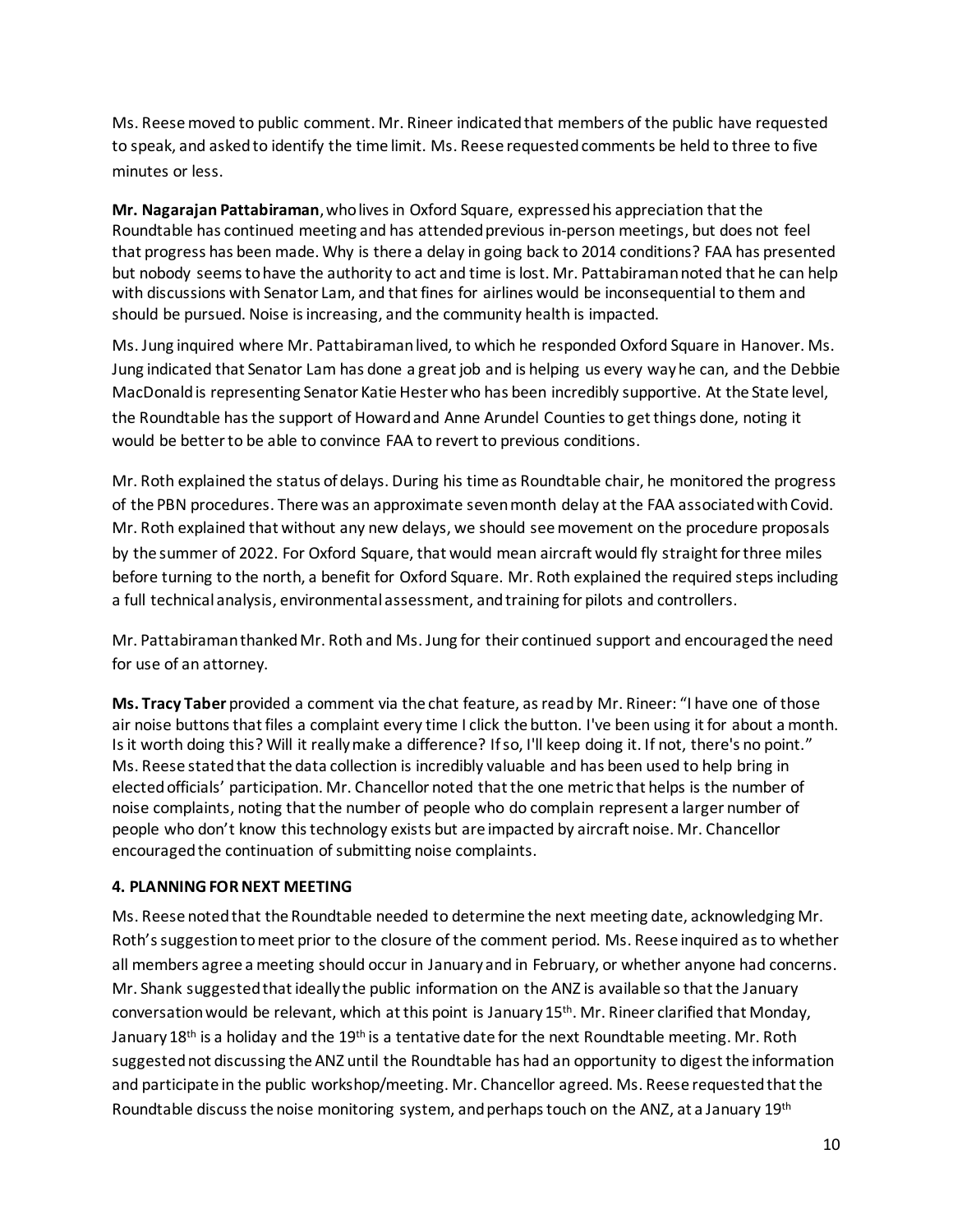Ms. Reese moved to public comment. Mr. Rineer indicated that members of the public have requested to speak, and asked to identify the time limit. Ms. Reese requested comments be held to three to five minutes or less.

**Mr. Nagarajan Pattabiraman**, who lives in Oxford Square, expressed his appreciation that the Roundtable has continued meeting and has attended previous in-person meetings, but does not feel that progress has been made. Why is there a delay in going back to 2014 conditions? FAA has presented but nobody seems to have the authority to act and time is lost. Mr. Pattabiraman noted that he can help with discussions with Senator Lam, and that fines for airlines would be inconsequential to them and should be pursued. Noise is increasing, and the community health is impacted.

Ms. Jung inquired where Mr. Pattabiraman lived, to which he responded Oxford Square in Hanover. Ms. Jung indicated that Senator Lam has done a great job and is helping us every way he can, and the Debbie MacDonald is representing Senator Katie Hester who has been incredibly supportive. At the State level, the Roundtable has the support of Howard and Anne Arundel Counties to get things done, noting it would be better to be able to convince FAA to revert to previous conditions.

Mr. Roth explained the status of delays. During his time as Roundtable chair, he monitored the progress of the PBN procedures. There was an approximate seven month delay at the FAA associated with Covid. Mr. Roth explained that without any new delays, we should see movement on the procedure proposals by the summer of 2022. For Oxford Square, that would mean aircraft would fly straight for three miles before turning to the north, a benefit for Oxford Square. Mr. Roth explained the required steps including a full technical analysis, environmental assessment, and training for pilots and controllers.

Mr. Pattabiraman thanked Mr. Roth and Ms. Jung for their continued support and encouraged the need for use of an attorney.

**Ms. Tracy Taber** provided a comment via the chat feature, as read by Mr. Rineer: "I have one of those air noise buttons that files a complaint every time I click the button. I've been using it for about a month. Is it worth doing this? Will it really make a difference? If so, I'll keep doing it. If not, there's no point." Ms. Reese stated that the data collection is incredibly valuable and has been used to help bring in elected officials' participation. Mr. Chancellor noted that the one metric that helps is the number of noise complaints, noting that the number of people who do complain represent a larger number of people who don't know this technology exists but are impacted by aircraft noise. Mr. Chancellor encouraged the continuation of submitting noise complaints.

**4. PLANNING FOR NEXT MEETING**

Ms. Reese noted that the Roundtable needed to determine the next meeting date, acknowledging Mr. Roth's suggestion to meet prior to the closure of the comment period. Ms. Reese inquired as to whether all members agree a meeting should occur in January and in February, or whether anyone had concerns. Mr. Shank suggested that ideally the public information on the ANZ is available so that the January conversation would be relevant, which at this point is January 15th. Mr. Rineer clarified that Monday, January 18th is a holiday and the 19th is a tentative date for the next Roundtable meeting. Mr. Roth suggested not discussing the ANZ until the Roundtable has had an opportunity to digest the information and participate in the public workshop/meeting. Mr. Chancellor agreed. Ms. Reese requested that the Roundtable discuss the noise monitoring system, and perhaps touch on the ANZ, at a January 19th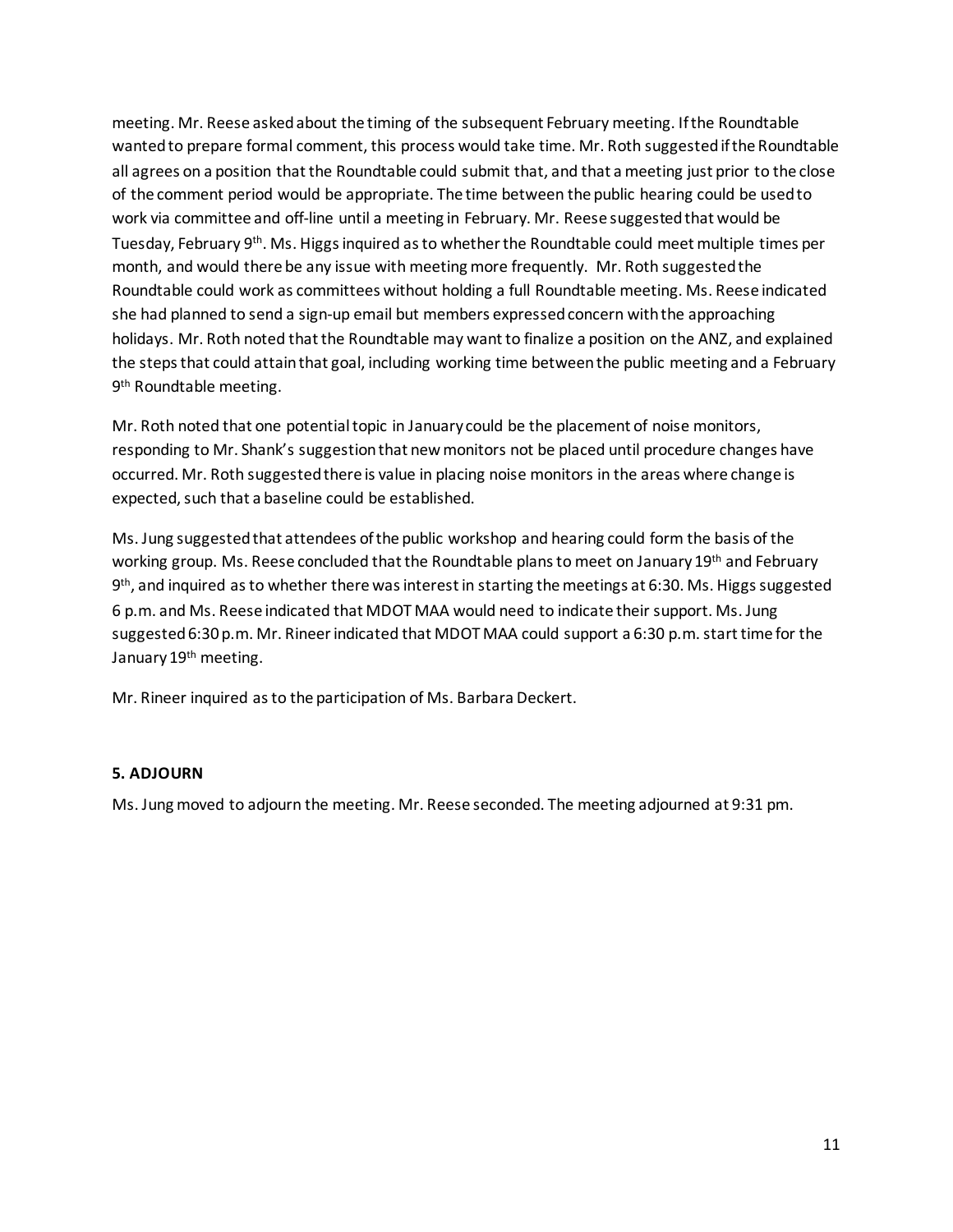meeting. Mr. Reese asked about the timing of the subsequent February meeting. If the Roundtable wanted to prepare formal comment, this process would take time. Mr. Roth suggested if the Roundtable all agrees on a position that the Roundtable could submit that, and that a meeting just prior to the close of the comment period would be appropriate. The time between the public hearing could be used to work via committee and off-line until a meeting in February. Mr. Reese suggested that would be Tuesday, February 9th. Ms. Higgs inquired as to whether the Roundtable could meet multiple times per month, and would there be any issue with meeting more frequently. Mr. Roth suggested the Roundtable could work as committees without holding a full Roundtable meeting. Ms. Reese indicated she had planned to send a sign-up email but members expressed concern with the approaching holidays. Mr. Roth noted that the Roundtable may want to finalize a position on the ANZ, and explained the steps that could attain that goal, including working time between the public meeting and a February 9th Roundtable meeting.

Mr. Roth noted that one potential topic in January could be the placement of noise monitors, responding to Mr. Shank's suggestion that new monitors not be placed until procedure changes have occurred. Mr. Roth suggested there is value in placing noise monitors in the areas where change is expected, such that a baseline could be established.

Ms. Jung suggested that attendees of the public workshop and hearing could form the basis of the working group. Ms. Reese concluded that the Roundtable plans to meet on January 19th and February 9th, and inquired as to whether there was interest in starting the meetings at 6:30. Ms. Higgs suggested 6 p.m. and Ms. Reese indicated that MDOT MAA would need to indicate their support. Ms. Jung suggested 6:30 p.m. Mr. Rineer indicated that MDOT MAA could support a 6:30 p.m. start time for the January 19th meeting.

Mr. Rineer inquired as to the participation of Ms. Barbara Deckert.

## 5. ADJOURN

Ms. Jung moved to adjourn the meeting. Mr. Reese seconded. The meeting adjourned at 9:31 pm.